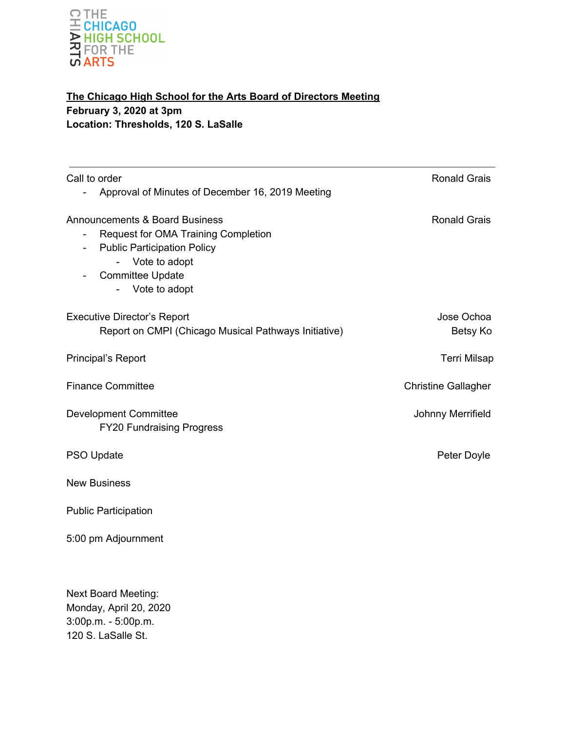THE CHICAGO HIGH SCHOOL FOR THE ARTS

**The Chicago High School for the Arts Board of Directors Meeting**
**February 3, 2020 at 3pm**
**Location: Thresholds, 120 S. LaSalle**

---

| Agenda Item | Presenter |
|---|---|
| Call to order | Ronald Grais |
| - Approval of Minutes of December 16, 2019 Meeting | |
| Announcements & Board Business | Ronald Grais |
| - Request for OMA Training Completion | |
| - Public Participation Policy | |
| &nbsp;&nbsp;&nbsp;&nbsp;- Vote to adopt | |
| - Committee Update | |
| &nbsp;&nbsp;&nbsp;&nbsp;- Vote to adopt | |
| Executive Director's Report | Jose Ochoa |
| &nbsp;&nbsp;&nbsp;&nbsp;Report on CMPI (Chicago Musical Pathways Initiative) | Betsy Ko |
| Principal's Report | Terri Milsap |
| Finance Committee | Christine Gallagher |
| Development Committee | Johnny Merrifield |
| &nbsp;&nbsp;&nbsp;&nbsp;FY20 Fundraising Progress | |
| PSO Update | Peter Doyle |
| New Business | |
| Public Participation | |
| 5:00 pm Adjournment | |

Next Board Meeting:
Monday, April 20, 2020
3:00p.m. - 5:00p.m.
120 S. LaSalle St.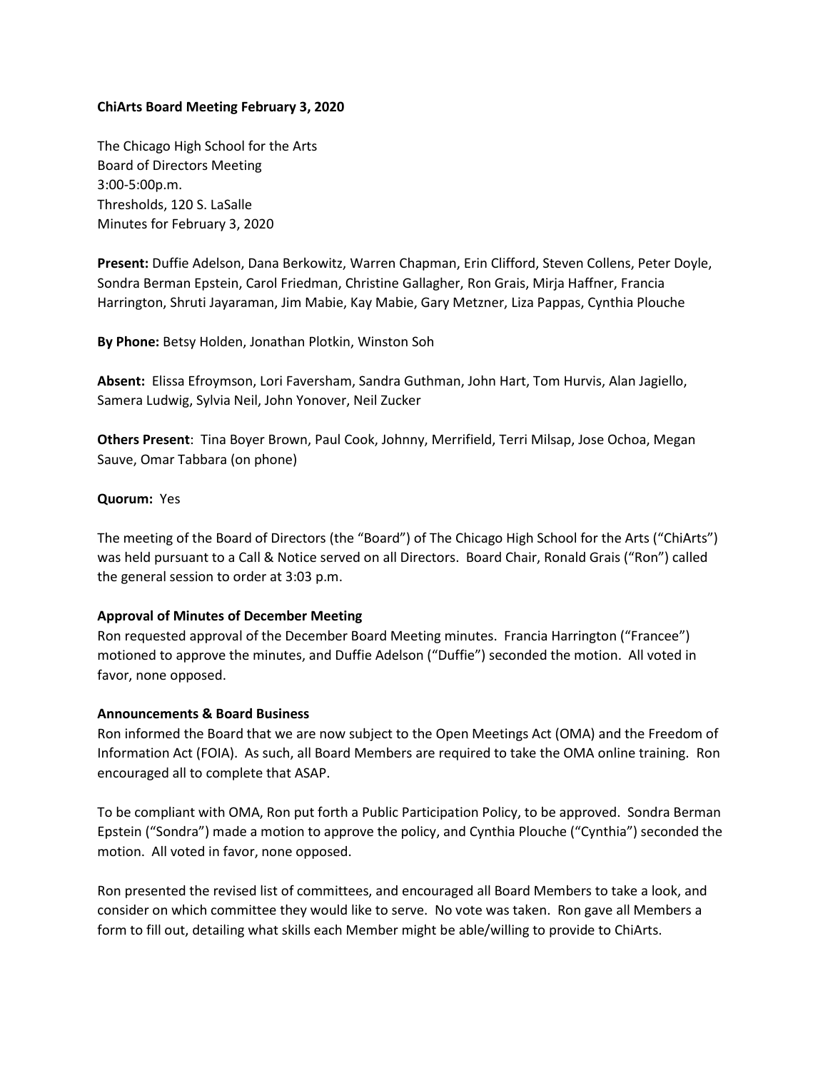**ChiArts Board Meeting February 3, 2020**

The Chicago High School for the Arts
Board of Directors Meeting
3:00-5:00p.m.
Thresholds, 120 S. LaSalle
Minutes for February 3, 2020

**Present:** Duffie Adelson, Dana Berkowitz, Warren Chapman, Erin Clifford, Steven Collens, Peter Doyle, Sondra Berman Epstein, Carol Friedman, Christine Gallagher, Ron Grais, Mirja Haffner, Francia Harrington, Shruti Jayaraman, Jim Mabie, Kay Mabie, Gary Metzner, Liza Pappas, Cynthia Plouche

**By Phone:** Betsy Holden, Jonathan Plotkin, Winston Soh

**Absent:** Elissa Efroymson, Lori Faversham, Sandra Guthman, John Hart, Tom Hurvis, Alan Jagiello, Samera Ludwig, Sylvia Neil, John Yonover, Neil Zucker

**Others Present**: Tina Boyer Brown, Paul Cook, Johnny, Merrifield, Terri Milsap, Jose Ochoa, Megan Sauve, Omar Tabbara (on phone)

**Quorum:** Yes

The meeting of the Board of Directors (the "Board") of The Chicago High School for the Arts ("ChiArts") was held pursuant to a Call & Notice served on all Directors. Board Chair, Ronald Grais ("Ron") called the general session to order at 3:03 p.m.

**Approval of Minutes of December Meeting**

Ron requested approval of the December Board Meeting minutes. Francia Harrington ("Francee") motioned to approve the minutes, and Duffie Adelson ("Duffie") seconded the motion. All voted in favor, none opposed.

**Announcements & Board Business**

Ron informed the Board that we are now subject to the Open Meetings Act (OMA) and the Freedom of Information Act (FOIA). As such, all Board Members are required to take the OMA online training. Ron encouraged all to complete that ASAP.

To be compliant with OMA, Ron put forth a Public Participation Policy, to be approved. Sondra Berman Epstein ("Sondra") made a motion to approve the policy, and Cynthia Plouche ("Cynthia") seconded the motion. All voted in favor, none opposed.

Ron presented the revised list of committees, and encouraged all Board Members to take a look, and consider on which committee they would like to serve. No vote was taken. Ron gave all Members a form to fill out, detailing what skills each Member might be able/willing to provide to ChiArts.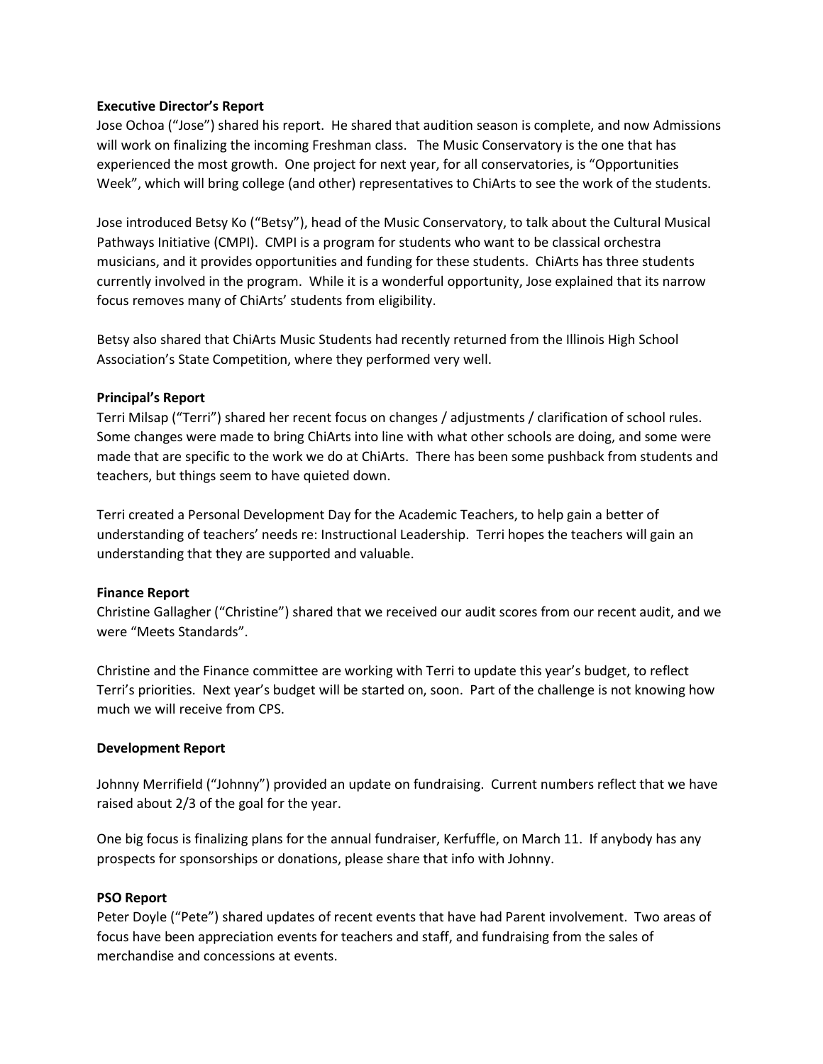**Executive Director's Report**

Jose Ochoa ("Jose") shared his report. He shared that audition season is complete, and now Admissions will work on finalizing the incoming Freshman class. The Music Conservatory is the one that has experienced the most growth. One project for next year, for all conservatories, is "Opportunities Week", which will bring college (and other) representatives to ChiArts to see the work of the students.

Jose introduced Betsy Ko ("Betsy"), head of the Music Conservatory, to talk about the Cultural Musical Pathways Initiative (CMPI). CMPI is a program for students who want to be classical orchestra musicians, and it provides opportunities and funding for these students. ChiArts has three students currently involved in the program. While it is a wonderful opportunity, Jose explained that its narrow focus removes many of ChiArts' students from eligibility.

Betsy also shared that ChiArts Music Students had recently returned from the Illinois High School Association's State Competition, where they performed very well.

**Principal's Report**

Terri Milsap ("Terri") shared her recent focus on changes / adjustments / clarification of school rules. Some changes were made to bring ChiArts into line with what other schools are doing, and some were made that are specific to the work we do at ChiArts. There has been some pushback from students and teachers, but things seem to have quieted down.

Terri created a Personal Development Day for the Academic Teachers, to help gain a better of understanding of teachers' needs re: Instructional Leadership. Terri hopes the teachers will gain an understanding that they are supported and valuable.

**Finance Report**

Christine Gallagher ("Christine") shared that we received our audit scores from our recent audit, and we were "Meets Standards".

Christine and the Finance committee are working with Terri to update this year's budget, to reflect Terri's priorities. Next year's budget will be started on, soon. Part of the challenge is not knowing how much we will receive from CPS.

**Development Report**

Johnny Merrifield ("Johnny") provided an update on fundraising. Current numbers reflect that we have raised about 2/3 of the goal for the year.

One big focus is finalizing plans for the annual fundraiser, Kerfuffle, on March 11. If anybody has any prospects for sponsorships or donations, please share that info with Johnny.

**PSO Report**

Peter Doyle ("Pete") shared updates of recent events that have had Parent involvement. Two areas of focus have been appreciation events for teachers and staff, and fundraising from the sales of merchandise and concessions at events.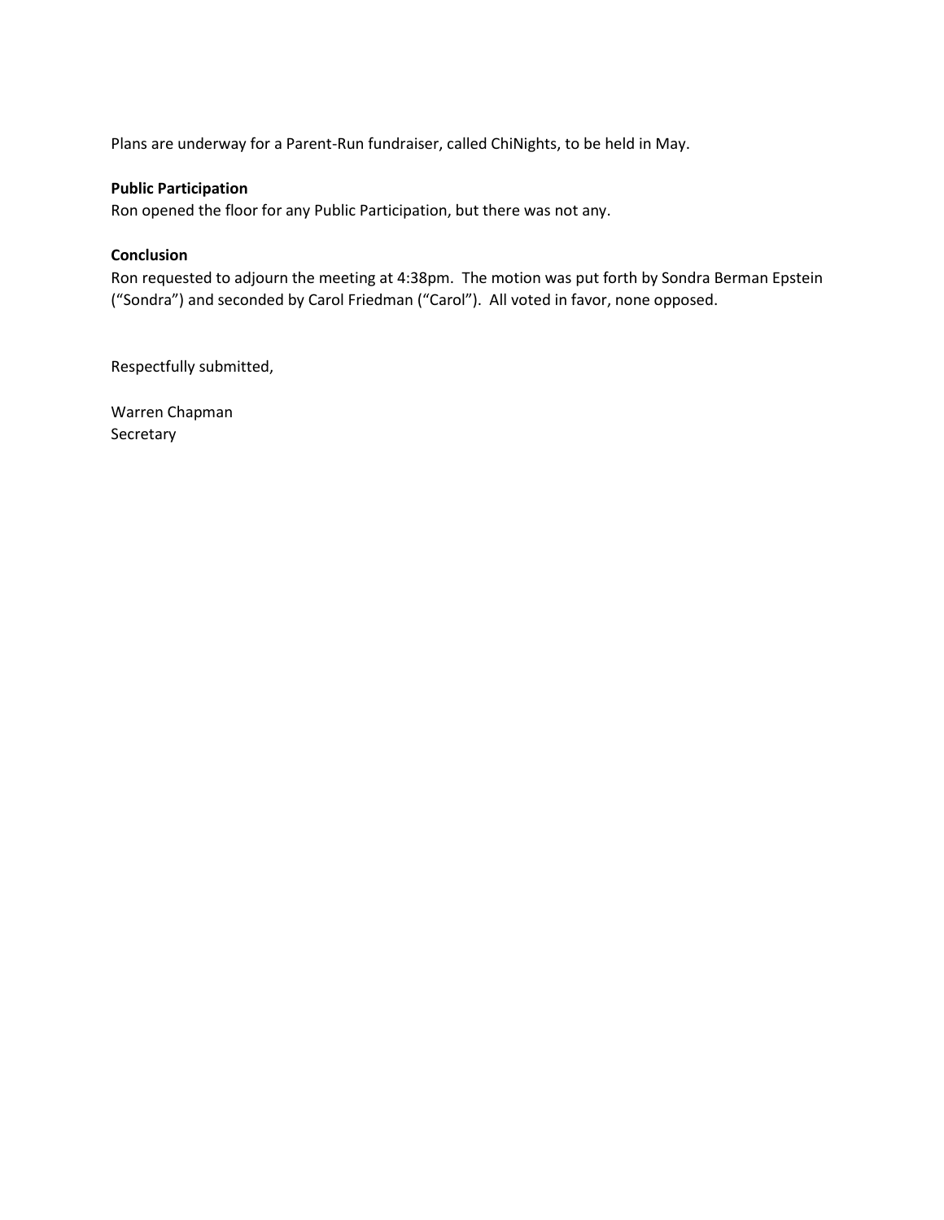Plans are underway for a Parent-Run fundraiser, called ChiNights, to be held in May.

**Public Participation**

Ron opened the floor for any Public Participation, but there was not any.

**Conclusion**

Ron requested to adjourn the meeting at 4:38pm. The motion was put forth by Sondra Berman Epstein ("Sondra") and seconded by Carol Friedman ("Carol"). All voted in favor, none opposed.

Respectfully submitted,

Warren Chapman
Secretary